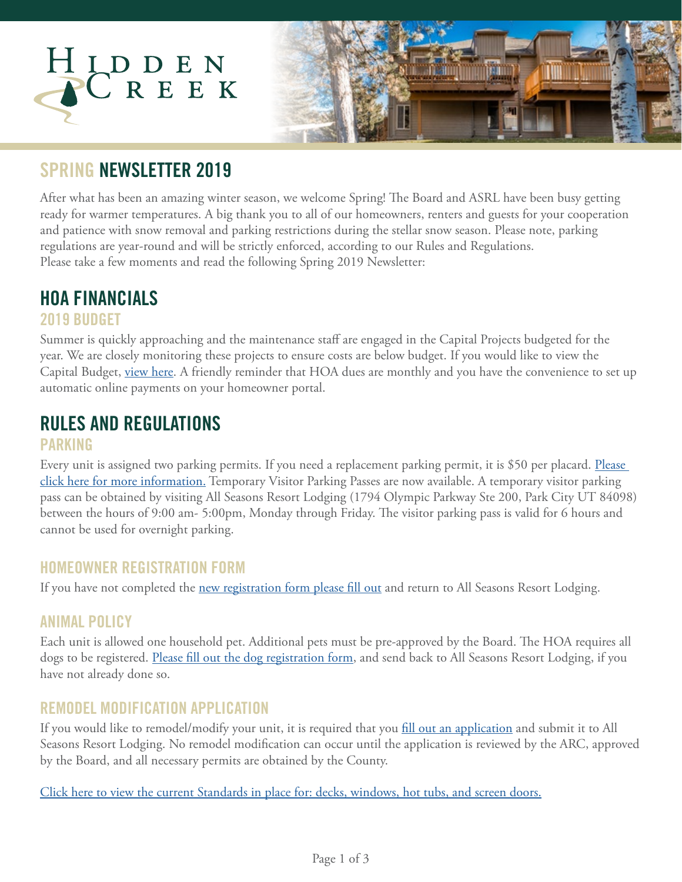# Hidden Creek

## SPRING NEWSLETTER 2019

After what has been an amazing winter season, we welcome Spring! The Board and ASRL have been busy getting ready for warmer temperatures. A big thank you to all of our homeowners, renters and guests for your cooperation and patience with snow removal and parking restrictions during the stellar snow season. Please note, parking regulations are year-round and will be strictly enforced, according to our Rules and Regulations.
Please take a few moments and read the following Spring 2019 Newsletter:

## HOA FINANCIALS

### 2019 BUDGET

Summer is quickly approaching and the maintenance staff are engaged in the Capital Projects budgeted for the year. We are closely monitoring these projects to ensure costs are below budget. If you would like to view the Capital Budget, view here. A friendly reminder that HOA dues are monthly and you have the convenience to set up automatic online payments on your homeowner portal.

## RULES AND REGULATIONS

### PARKING

Every unit is assigned two parking permits. If you need a replacement parking permit, it is $50 per placard. Please click here for more information. Temporary Visitor Parking Passes are now available. A temporary visitor parking pass can be obtained by visiting All Seasons Resort Lodging (1794 Olympic Parkway Ste 200, Park City UT 84098) between the hours of 9:00 am- 5:00pm, Monday through Friday. The visitor parking pass is valid for 6 hours and cannot be used for overnight parking.

### HOMEOWNER REGISTRATION FORM

If you have not completed the new registration form please fill out and return to All Seasons Resort Lodging.

### ANIMAL POLICY

Each unit is allowed one household pet. Additional pets must be pre-approved by the Board. The HOA requires all dogs to be registered. Please fill out the dog registration form, and send back to All Seasons Resort Lodging, if you have not already done so.

### REMODEL MODIFICATION APPLICATION

If you would like to remodel/modify your unit, it is required that you fill out an application and submit it to All Seasons Resort Lodging. No remodel modification can occur until the application is reviewed by the ARC, approved by the Board, and all necessary permits are obtained by the County.

Click here to view the current Standards in place for: decks, windows, hot tubs, and screen doors.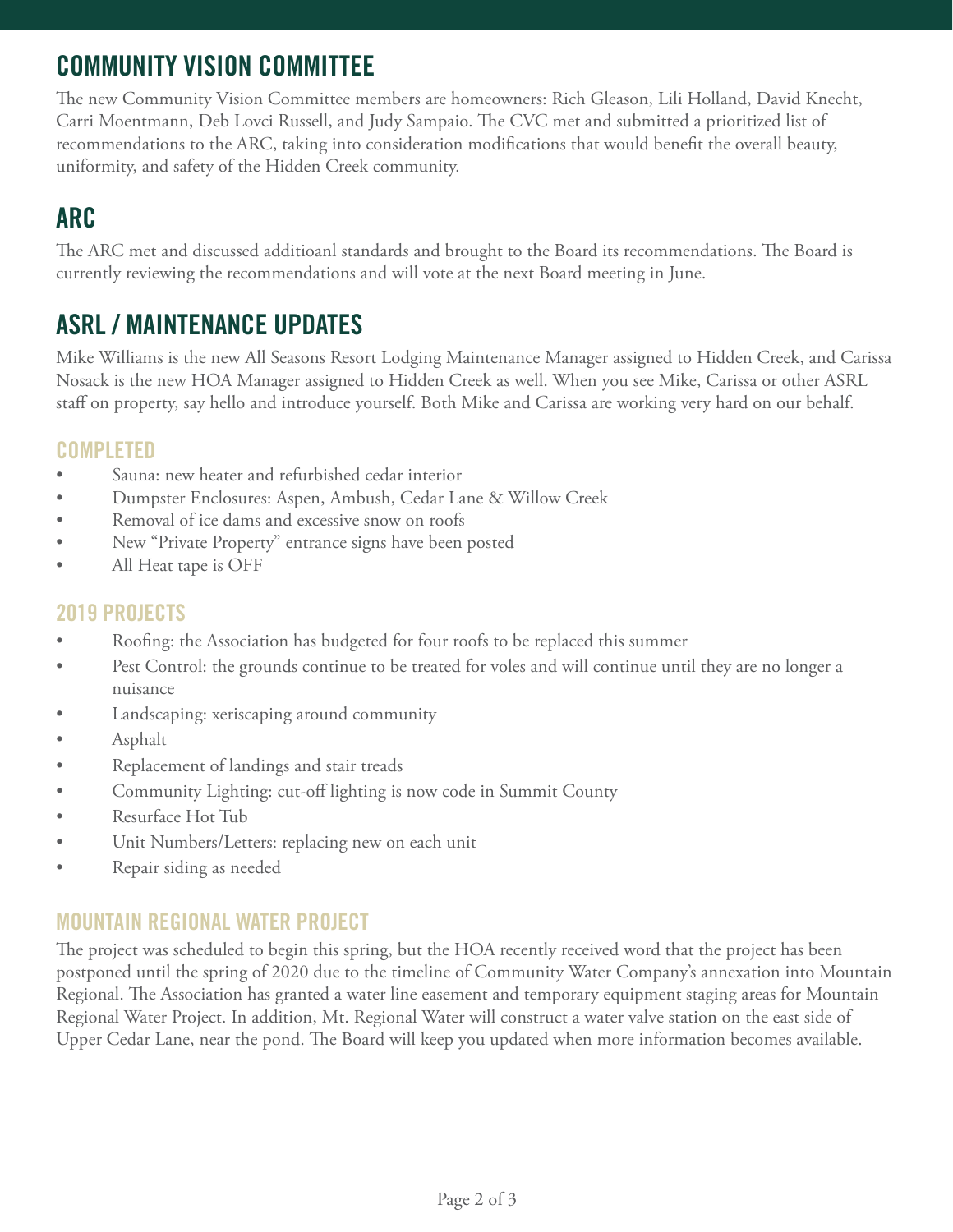## COMMUNITY VISION COMMITTEE

The new Community Vision Committee members are homeowners: Rich Gleason, Lili Holland, David Knecht, Carri Moentmann, Deb Lovci Russell, and Judy Sampaio. The CVC met and submitted a prioritized list of recommendations to the ARC, taking into consideration modifications that would benefit the overall beauty, uniformity, and safety of the Hidden Creek community.

## ARC

The ARC met and discussed additioanl standards and brought to the Board its recommendations. The Board is currently reviewing the recommendations and will vote at the next Board meeting in June.

## ASRL / MAINTENANCE UPDATES

Mike Williams is the new All Seasons Resort Lodging Maintenance Manager assigned to Hidden Creek, and Carissa Nosack is the new HOA Manager assigned to Hidden Creek as well. When you see Mike, Carissa or other ASRL staff on property, say hello and introduce yourself. Both Mike and Carissa are working very hard on our behalf.

### COMPLETED

- Sauna: new heater and refurbished cedar interior
- Dumpster Enclosures: Aspen, Ambush, Cedar Lane & Willow Creek
- Removal of ice dams and excessive snow on roofs
- New "Private Property" entrance signs have been posted
- All Heat tape is OFF

### 2019 PROJECTS

- Roofing: the Association has budgeted for four roofs to be replaced this summer
- Pest Control: the grounds continue to be treated for voles and will continue until they are no longer a nuisance
- Landscaping: xeriscaping around community
- Asphalt
- Replacement of landings and stair treads
- Community Lighting: cut-off lighting is now code in Summit County
- Resurface Hot Tub
- Unit Numbers/Letters: replacing new on each unit
- Repair siding as needed

### MOUNTAIN REGIONAL WATER PROJECT

The project was scheduled to begin this spring, but the HOA recently received word that the project has been postponed until the spring of 2020 due to the timeline of Community Water Company's annexation into Mountain Regional. The Association has granted a water line easement and temporary equipment staging areas for Mountain Regional Water Project. In addition, Mt. Regional Water will construct a water valve station on the east side of Upper Cedar Lane, near the pond. The Board will keep you updated when more information becomes available.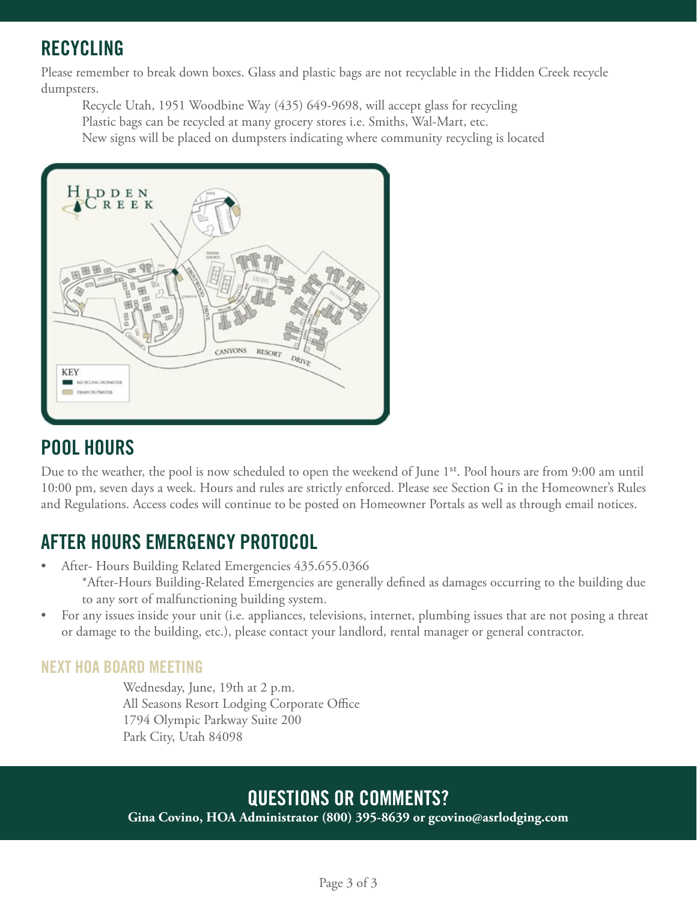## RECYCLING

Please remember to break down boxes. Glass and plastic bags are not recyclable in the Hidden Creek recycle dumpsters.

Recycle Utah, 1951 Woodbine Way (435) 649-9698, will accept glass for recycling
Plastic bags can be recycled at many grocery stores i.e. Smiths, Wal-Mart, etc.
New signs will be placed on dumpsters indicating where community recycling is located

HIDDEN CREEK

CANYONS RESORT DRIVE

KEY
RECYCLING DUMPSTER
TRASH DUMPSTER

## POOL HOURS

Due to the weather, the pool is now scheduled to open the weekend of June 1st. Pool hours are from 9:00 am until 10:00 pm, seven days a week. Hours and rules are strictly enforced. Please see Section G in the Homeowner's Rules and Regulations. Access codes will continue to be posted on Homeowner Portals as well as through email notices.

## AFTER HOURS EMERGENCY PROTOCOL

- After- Hours Building Related Emergencies 435.655.0366
  *After-Hours Building-Related Emergencies are generally defined as damages occurring to the building due to any sort of malfunctioning building system.
- For any issues inside your unit (i.e. appliances, televisions, internet, plumbing issues that are not posing a threat or damage to the building, etc.), please contact your landlord, rental manager or general contractor.

### NEXT HOA BOARD MEETING

Wednesday, June, 19th at 2 p.m.
All Seasons Resort Lodging Corporate Office
1794 Olympic Parkway Suite 200
Park City, Utah 84098

## QUESTIONS OR COMMENTS?

**Gina Covino, HOA Administrator (800) 395-8639 or gcovino@asrlodging.com**